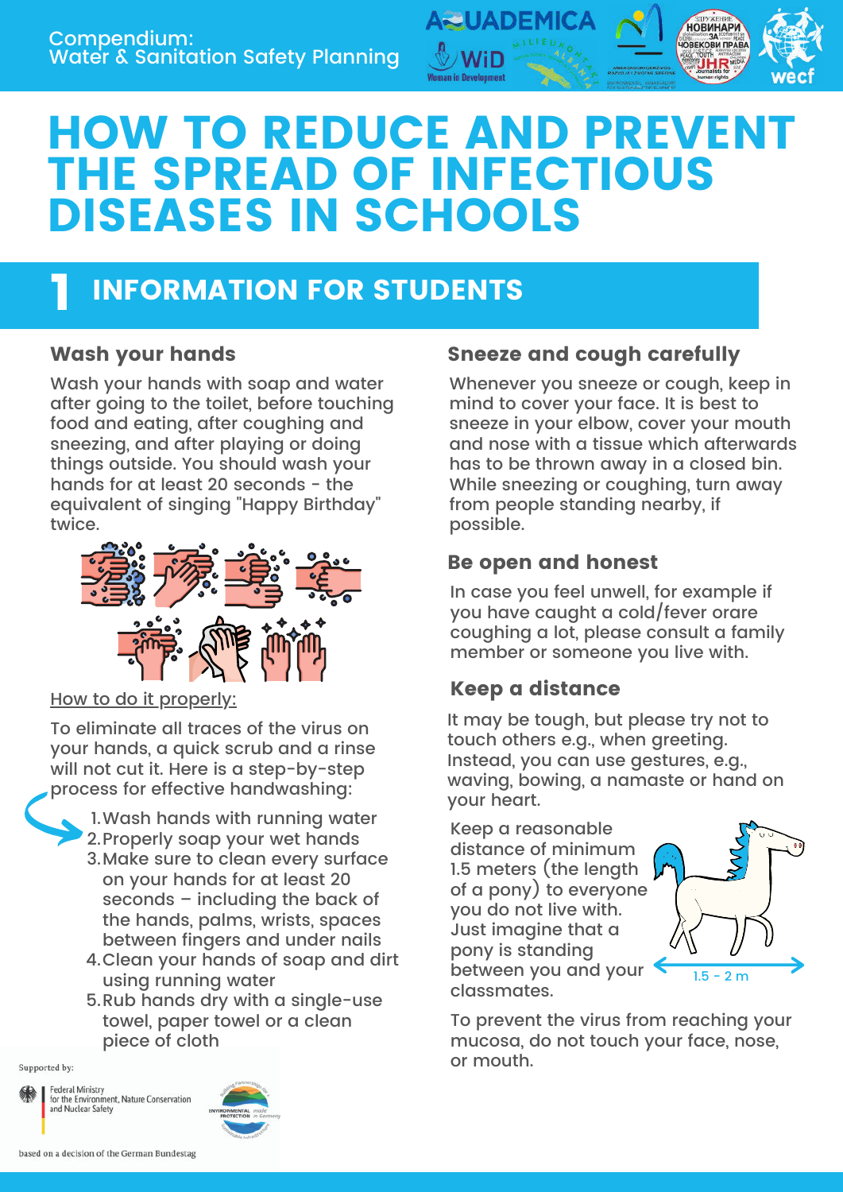Compendium:
Water & Sanitation Safety Planning

# HOW TO REDUCE AND PREVENT THE SPREAD OF INFECTIOUS DISEASES IN SCHOOLS

## 1 INFORMATION FOR STUDENTS

### Wash your hands

Wash your hands with soap and water after going to the toilet, before touching food and eating, after coughing and sneezing, and after playing or doing things outside. You should wash your hands for at least 20 seconds - the equivalent of singing "Happy Birthday" twice.

How to do it properly:

To eliminate all traces of the virus on your hands, a quick scrub and a rinse will not cut it. Here is a step-by-step process for effective handwashing:

1. Wash hands with running water
2. Properly soap your wet hands
3. Make sure to clean every surface on your hands for at least 20 seconds – including the back of the hands, palms, wrists, spaces between fingers and under nails
4. Clean your hands of soap and dirt using running water
5. Rub hands dry with a single-use towel, paper towel or a clean piece of cloth

### Sneeze and cough carefully

Whenever you sneeze or cough, keep in mind to cover your face. It is best to sneeze in your elbow, cover your mouth and nose with a tissue which afterwards has to be thrown away in a closed bin. While sneezing or coughing, turn away from people standing nearby, if possible.

### Be open and honest

In case you feel unwell, for example if you have caught a cold/fever orare coughing a lot, please consult a family member or someone you live with.

### Keep a distance

It may be tough, but please try not to touch others e.g., when greeting. Instead, you can use gestures, e.g., waving, bowing, a namaste or hand on your heart.

Keep a reasonable distance of minimum 1.5 meters (the length of a pony) to everyone you do not live with. Just imagine that a pony is standing between you and your classmates.

1.5 - 2 m

To prevent the virus from reaching your mucosa, do not touch your face, nose, or mouth.

Supported by:

Federal Ministry for the Environment, Nature Conservation and Nuclear Safety

based on a decision of the German Bundestag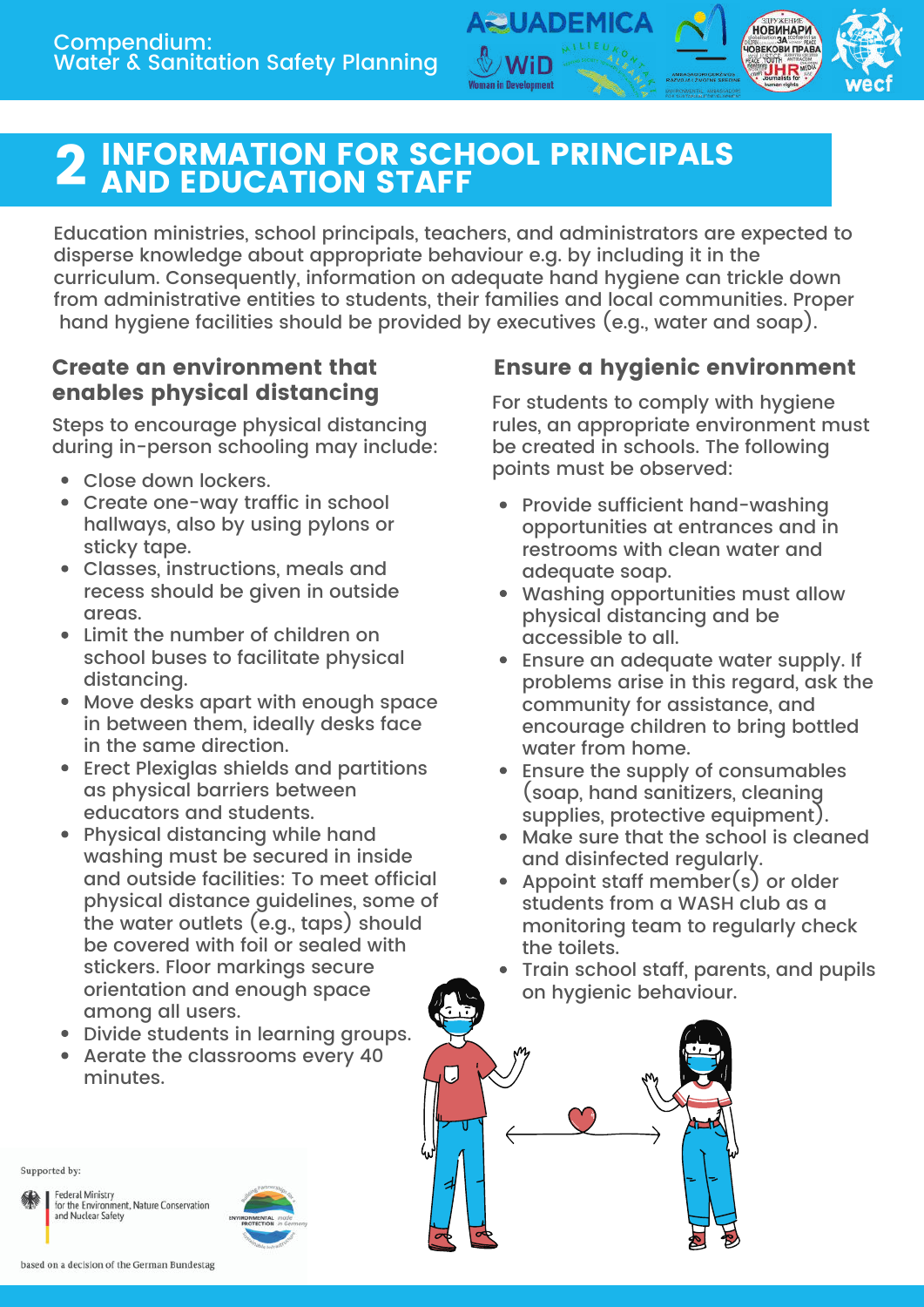# 2 INFORMATION FOR SCHOOL PRINCIPALS AND EDUCATION STAFF

Education ministries, school principals, teachers, and administrators are expected to disperse knowledge about appropriate behaviour e.g. by including it in the curriculum. Consequently, information on adequate hand hygiene can trickle down from administrative entities to students, their families and local communities. Proper hand hygiene facilities should be provided by executives (e.g., water and soap).

## Create an environment that enables physical distancing

Steps to encourage physical distancing during in-person schooling may include:

- Close down lockers.
- Create one-way traffic in school hallways, also by using pylons or sticky tape.
- Classes, instructions, meals and recess should be given in outside areas.
- Limit the number of children on school buses to facilitate physical distancing.
- Move desks apart with enough space in between them, ideally desks face in the same direction.
- Erect Plexiglas shields and partitions as physical barriers between educators and students.
- Physical distancing while hand washing must be secured in inside and outside facilities: To meet official physical distance guidelines, some of the water outlets (e.g., taps) should be covered with foil or sealed with stickers. Floor markings secure orientation and enough space among all users.
- Divide students in learning groups.
- Aerate the classrooms every 40 minutes.

## Ensure a hygienic environment

For students to comply with hygiene rules, an appropriate environment must be created in schools. The following points must be observed:

- Provide sufficient hand-washing opportunities at entrances and in restrooms with clean water and adequate soap.
- Washing opportunities must allow physical distancing and be accessible to all.
- Ensure an adequate water supply. If problems arise in this regard, ask the community for assistance, and encourage children to bring bottled water from home.
- Ensure the supply of consumables (soap, hand sanitizers, cleaning supplies, protective equipment).
- Make sure that the school is cleaned and disinfected regularly.
- Appoint staff member(s) or older students from a WASH club as a monitoring team to regularly check the toilets.
- Train school staff, parents, and pupils on hygienic behaviour.

Supported by:

Federal Ministry for the Environment, Nature Conservation and Nuclear Safety

based on a decision of the German Bundestag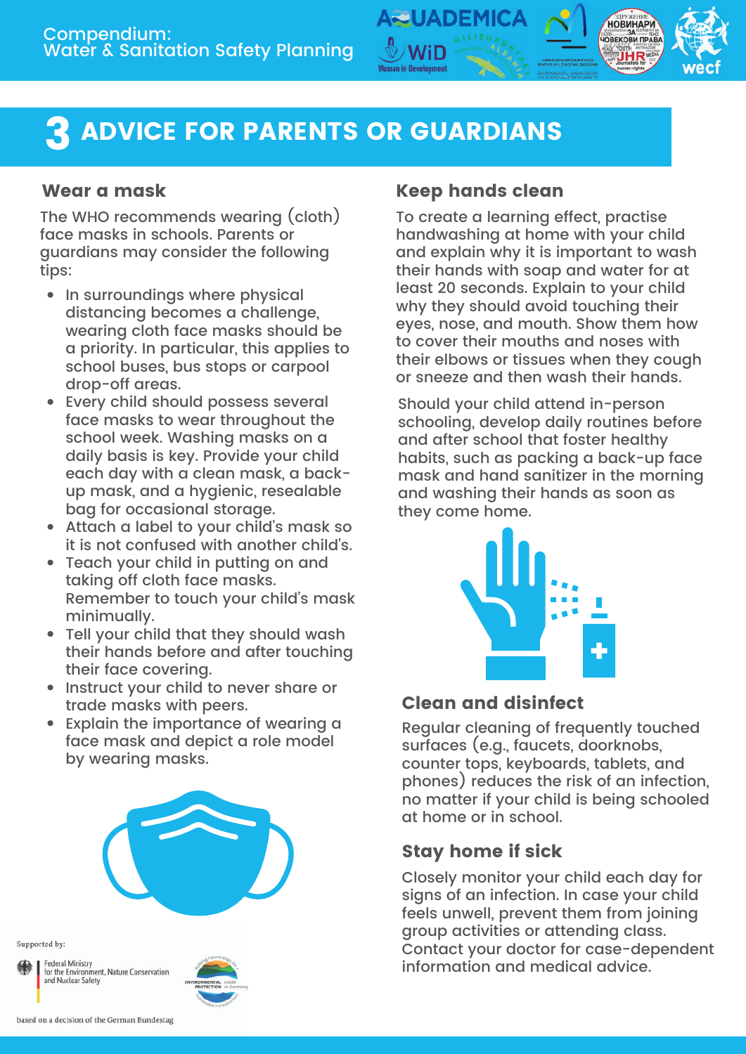# 3 ADVICE FOR PARENTS OR GUARDIANS

## Wear a mask

The WHO recommends wearing (cloth) face masks in schools. Parents or guardians may consider the following tips:

- In surroundings where physical distancing becomes a challenge, wearing cloth face masks should be a priority. In particular, this applies to school buses, bus stops or carpool drop-off areas.
- Every child should possess several face masks to wear throughout the school week. Washing masks on a daily basis is key. Provide your child each day with a clean mask, a back-up mask, and a hygienic, resealable bag for occasional storage.
- Attach a label to your child's mask so it is not confused with another child's.
- Teach your child in putting on and taking off cloth face masks. Remember to touch your child's mask minimually.
- Tell your child that they should wash their hands before and after touching their face covering.
- Instruct your child to never share or trade masks with peers.
- Explain the importance of wearing a face mask and depict a role model by wearing masks.

## Keep hands clean

To create a learning effect, practise handwashing at home with your child and explain why it is important to wash their hands with soap and water for at least 20 seconds. Explain to your child why they should avoid touching their eyes, nose, and mouth. Show them how to cover their mouths and noses with their elbows or tissues when they cough or sneeze and then wash their hands.

Should your child attend in-person schooling, develop daily routines before and after school that foster healthy habits, such as packing a back-up face mask and hand sanitizer in the morning and washing their hands as soon as they come home.

## Clean and disinfect

Regular cleaning of frequently touched surfaces (e.g., faucets, doorknobs, counter tops, keyboards, tablets, and phones) reduces the risk of an infection, no matter if your child is being schooled at home or in school.

## Stay home if sick

Closely monitor your child each day for signs of an infection. In case your child feels unwell, prevent them from joining group activities or attending class. Contact your doctor for case-dependent information and medical advice.

Supported by:

Federal Ministry for the Environment, Nature Conservation and Nuclear Safety

based on a decision of the German Bundestag